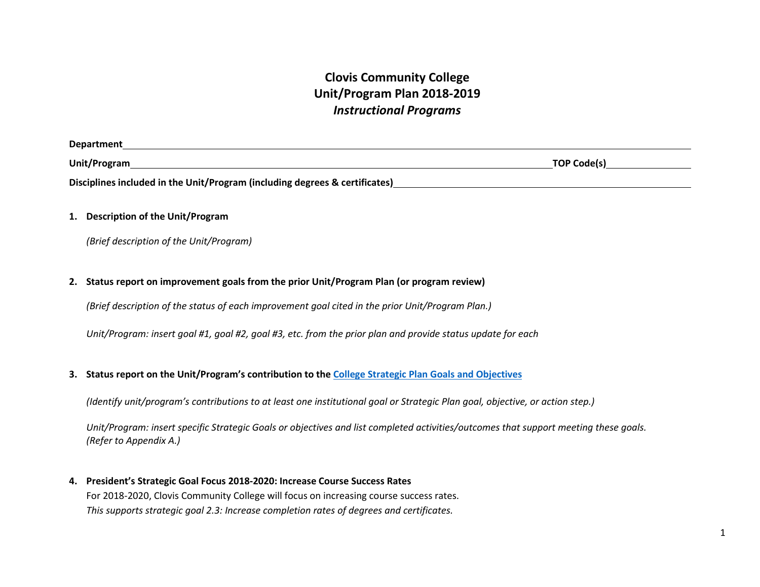# Clovis Community College
# Unit/Program Plan 2018-2019
## *Instructional Programs*

**Department**\_\_\_\_\_\_\_\_\_\_\_\_\_\_\_\_\_\_\_\_\_\_\_\_\_\_\_\_\_\_\_\_\_\_\_\_\_\_\_\_

**Unit/Program**\_\_\_\_\_\_\_\_\_\_\_\_\_\_\_\_\_\_\_\_\_\_\_\_\_\_\_\_\_\_\_\_ **TOP Code(s)**\_\_\_\_\_\_\_\_\_\_\_\_

**Disciplines included in the Unit/Program (including degrees & certificates)**\_\_\_\_\_\_\_\_\_\_\_\_\_\_\_\_\_\_\_\_\_\_\_\_

1. **Description of the Unit/Program**

   *(Brief description of the Unit/Program)*

2. **Status report on improvement goals from the prior Unit/Program Plan (or program review)**

   *(Brief description of the status of each improvement goal cited in the prior Unit/Program Plan.)*

   *Unit/Program: insert goal #1, goal #2, goal #3, etc. from the prior plan and provide status update for each*

3. **Status report on the Unit/Program's contribution to the College Strategic Plan Goals and Objectives**

   *(Identify unit/program's contributions to at least one institutional goal or Strategic Plan goal, objective, or action step.)*

   *Unit/Program: insert specific Strategic Goals or objectives and list completed activities/outcomes that support meeting these goals. (Refer to Appendix A.)*

4. **President's Strategic Goal Focus 2018-2020: Increase Course Success Rates**
   For 2018-2020, Clovis Community College will focus on increasing course success rates.
   *This supports strategic goal 2.3: Increase completion rates of degrees and certificates.*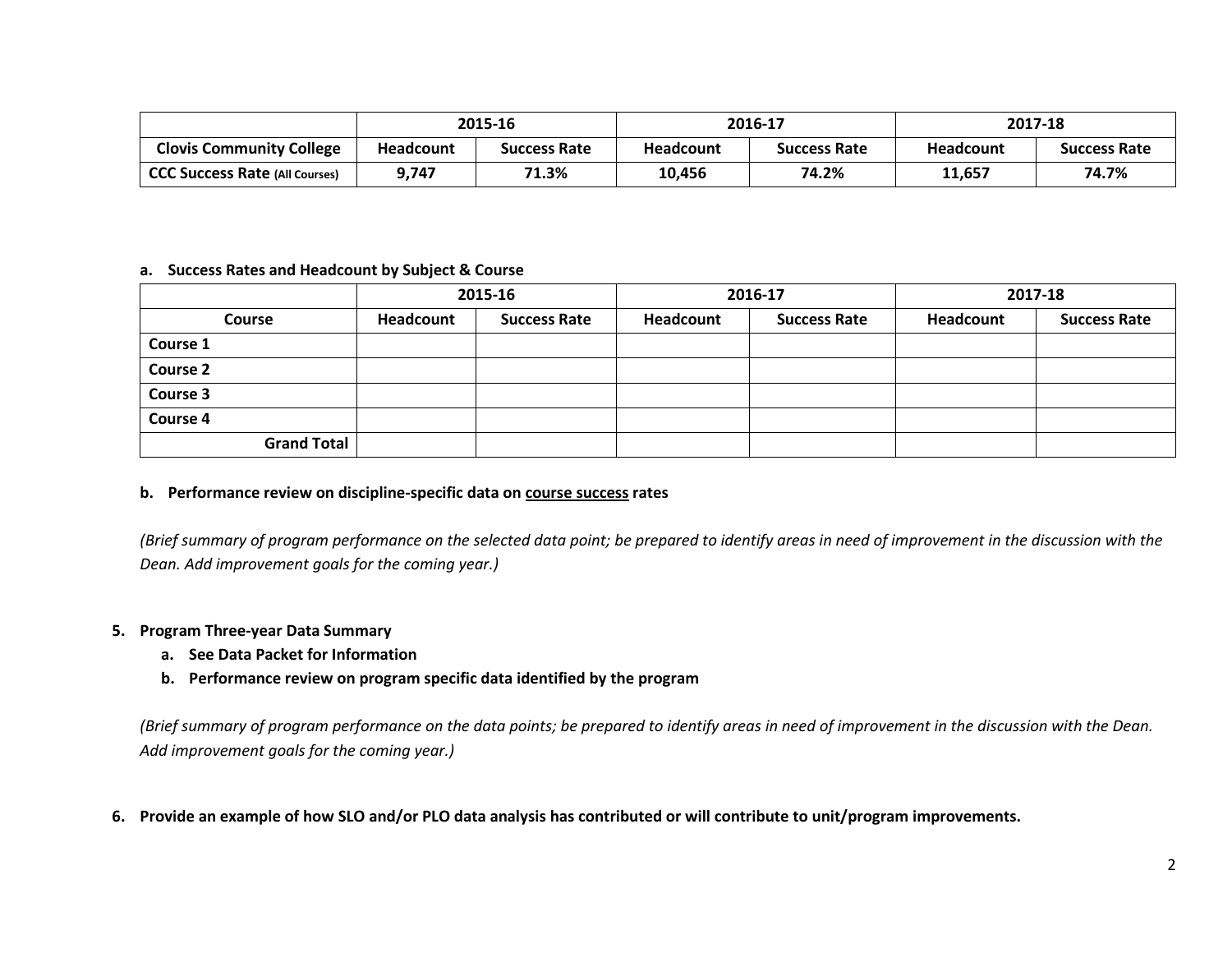| | 2015-16 | | 2016-17 | | 2017-18 | |
|---|---|---|---|---|---|---|
| **Clovis Community College** | **Headcount** | **Success Rate** | **Headcount** | **Success Rate** | **Headcount** | **Success Rate** |
| **CCC Success Rate (All Courses)** | **9,747** | **71.3%** | **10,456** | **74.2%** | **11,657** | **74.7%** |

**a. Success Rates and Headcount by Subject & Course**

| | 2015-16 | | 2016-17 | | 2017-18 | |
|---|---|---|---|---|---|---|
| **Course** | **Headcount** | **Success Rate** | **Headcount** | **Success Rate** | **Headcount** | **Success Rate** |
| **Course 1** | | | | | | |
| **Course 2** | | | | | | |
| **Course 3** | | | | | | |
| **Course 4** | | | | | | |
| **Grand Total** | | | | | | |

**b. Performance review on discipline-specific data on <u>course success</u> rates**

*(Brief summary of program performance on the selected data point; be prepared to identify areas in need of improvement in the discussion with the Dean. Add improvement goals for the coming year.)*

**5. Program Three-year Data Summary**

   **a. See Data Packet for Information**

   **b. Performance review on program specific data identified by the program**

*(Brief summary of program performance on the data points; be prepared to identify areas in need of improvement in the discussion with the Dean. Add improvement goals for the coming year.)*

**6. Provide an example of how SLO and/or PLO data analysis has contributed or will contribute to unit/program improvements.**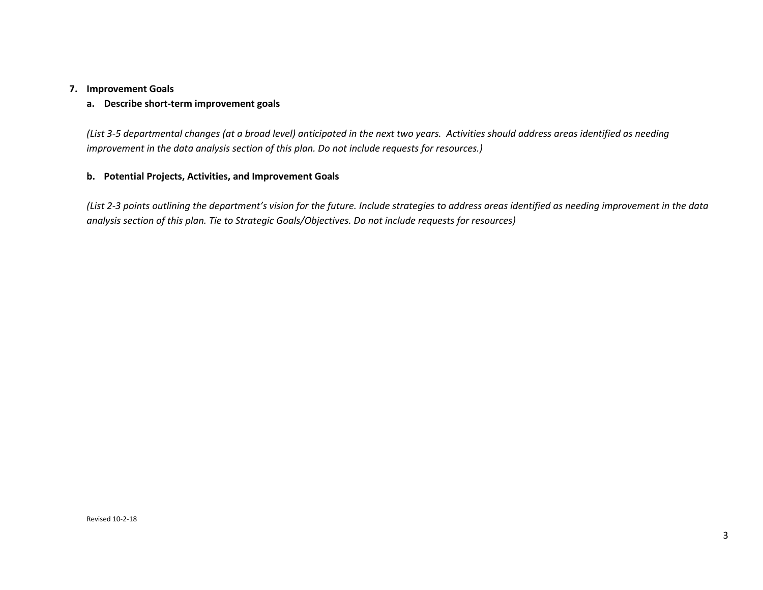7. **Improvement Goals**

   a. **Describe short-term improvement goals**

   *(List 3-5 departmental changes (at a broad level) anticipated in the next two years. Activities should address areas identified as needing improvement in the data analysis section of this plan. Do not include requests for resources.)*

   b. **Potential Projects, Activities, and Improvement Goals**

   *(List 2-3 points outlining the department's vision for the future. Include strategies to address areas identified as needing improvement in the data analysis section of this plan. Tie to Strategic Goals/Objectives. Do not include requests for resources)*

Revised 10-2-18